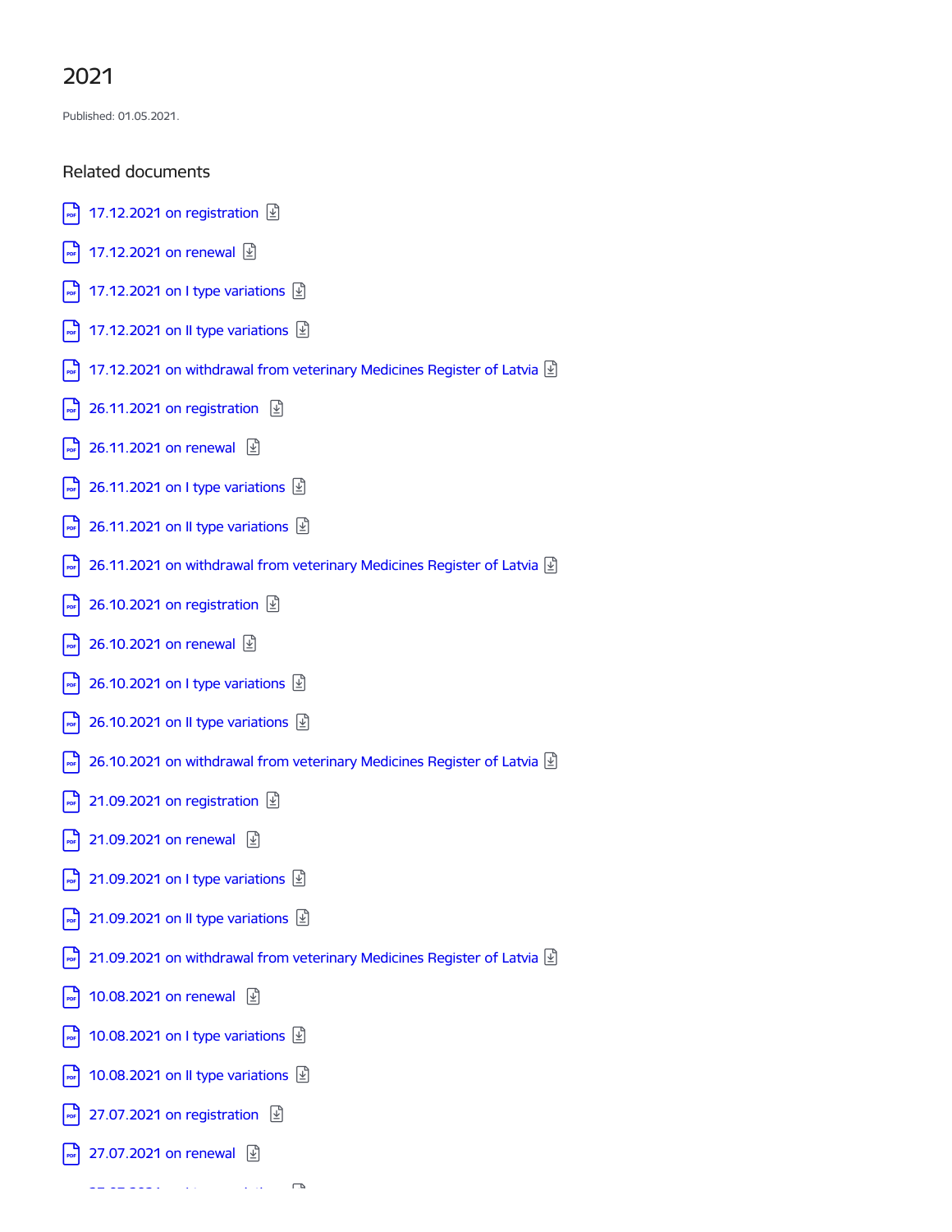# 2021

Published: 01.05.2021.

## Related documents

- 17.12.2021 on registration
- 17.12.2021 on renewal
- 17.12.2021 on I type variations
- 17.12.2021 on II type variations
- 17.12.2021 on withdrawal from veterinary Medicines Register of Latvia
- 26.11.2021 on registration
- 26.11.2021 on renewal
- 26.11.2021 on I type variations
- 26.11.2021 on II type variations
- 26.11.2021 on withdrawal from veterinary Medicines Register of Latvia
- 26.10.2021 on registration
- 26.10.2021 on renewal
- 26.10.2021 on I type variations
- 26.10.2021 on II type variations
- 26.10.2021 on withdrawal from veterinary Medicines Register of Latvia
- 21.09.2021 on registration
- 21.09.2021 on renewal
- 21.09.2021 on I type variations
- 21.09.2021 on II type variations
- 21.09.2021 on withdrawal from veterinary Medicines Register of Latvia
- 10.08.2021 on renewal
- 10.08.2021 on I type variations
- 10.08.2021 on II type variations
- 27.07.2021 on registration
- 27.07.2021 on renewal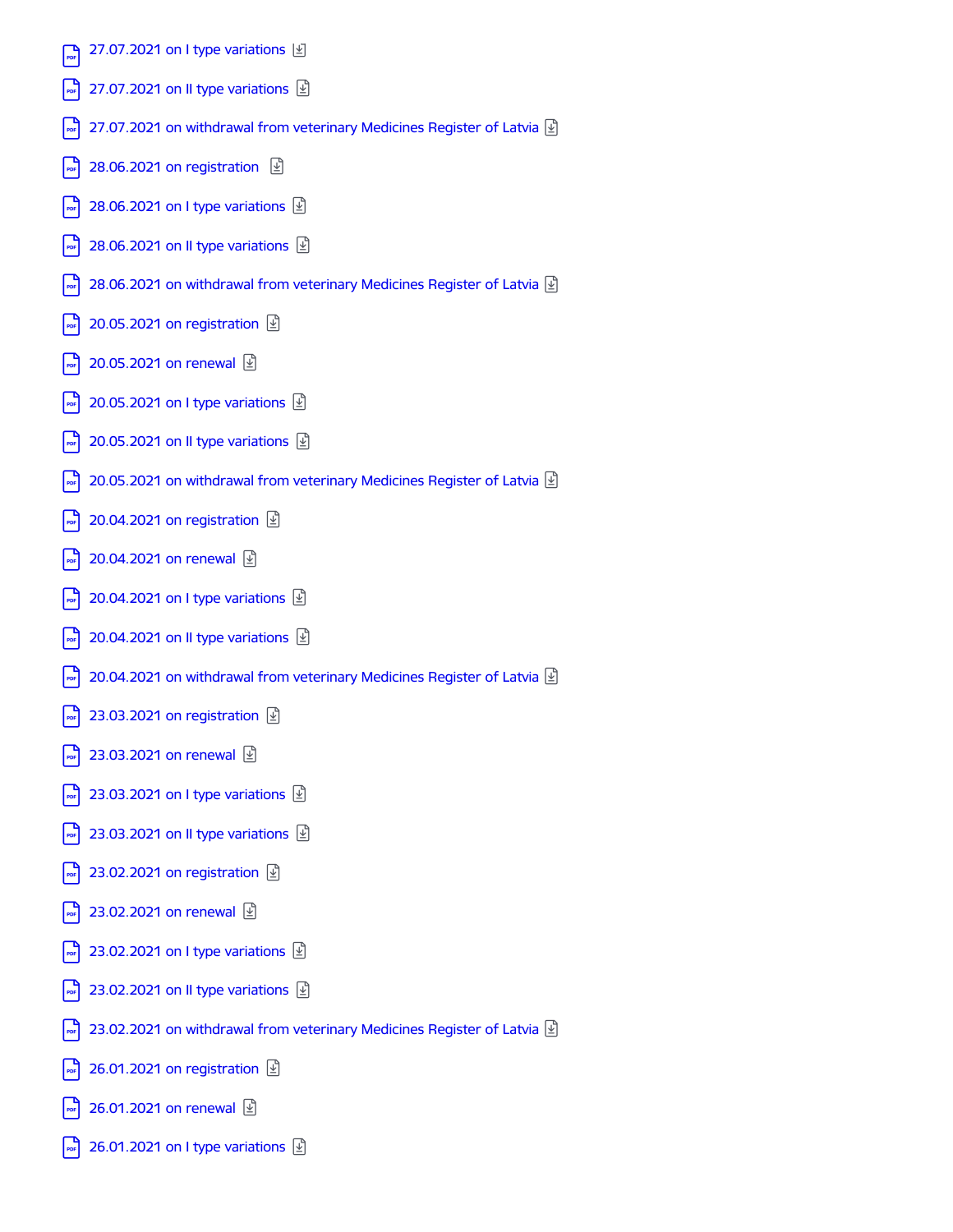- 27.07.2021 on I type variations
- 27.07.2021 on II type variations
- 27.07.2021 on withdrawal from veterinary Medicines Register of Latvia
- 28.06.2021 on registration
- 28.06.2021 on I type variations
- 28.06.2021 on II type variations
- 28.06.2021 on withdrawal from veterinary Medicines Register of Latvia
- 20.05.2021 on registration
- 20.05.2021 on renewal
- 20.05.2021 on I type variations
- 20.05.2021 on II type variations
- 20.05.2021 on withdrawal from veterinary Medicines Register of Latvia
- 20.04.2021 on registration
- 20.04.2021 on renewal
- 20.04.2021 on I type variations
- 20.04.2021 on II type variations
- 20.04.2021 on withdrawal from veterinary Medicines Register of Latvia
- 23.03.2021 on registration
- 23.03.2021 on renewal
- 23.03.2021 on I type variations
- 23.03.2021 on II type variations
- 23.02.2021 on registration
- 23.02.2021 on renewal
- 23.02.2021 on I type variations
- 23.02.2021 on II type variations
- 23.02.2021 on withdrawal from veterinary Medicines Register of Latvia
- 26.01.2021 on registration
- 26.01.2021 on renewal
- 26.01.2021 on I type variations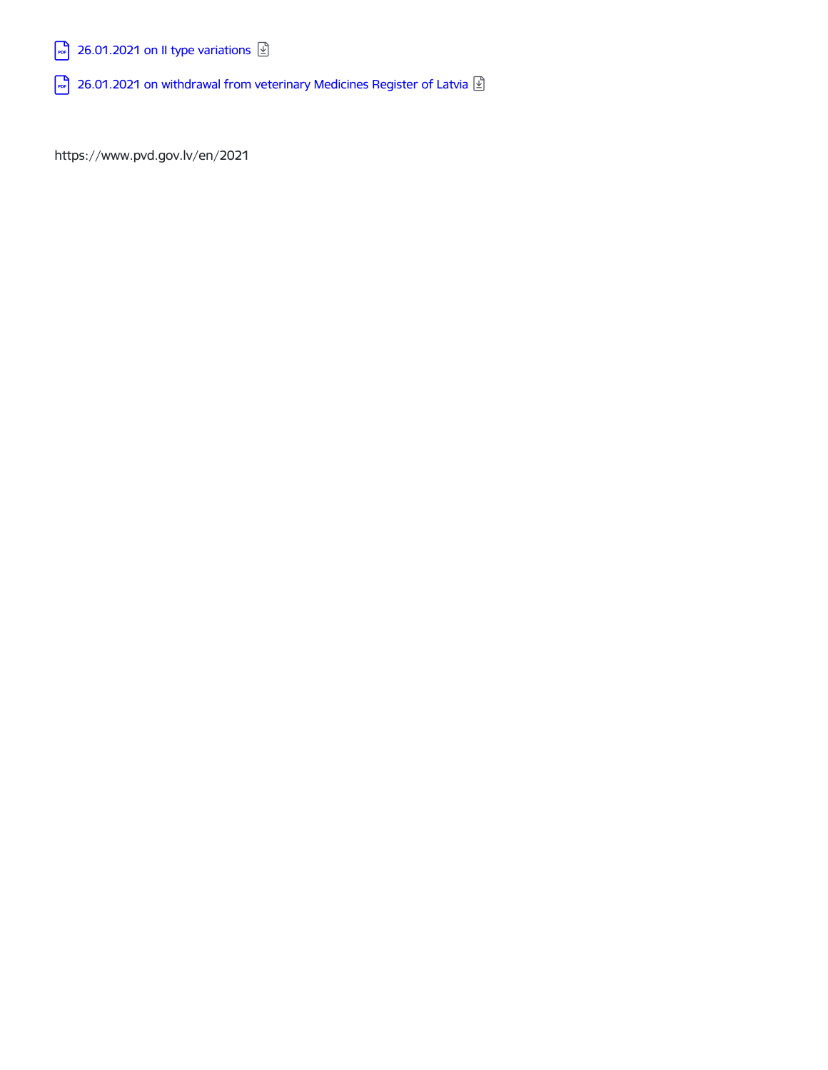- 26.01.2021 on II type variations
- 26.01.2021 on withdrawal from veterinary Medicines Register of Latvia

https://www.pvd.gov.lv/en/2021